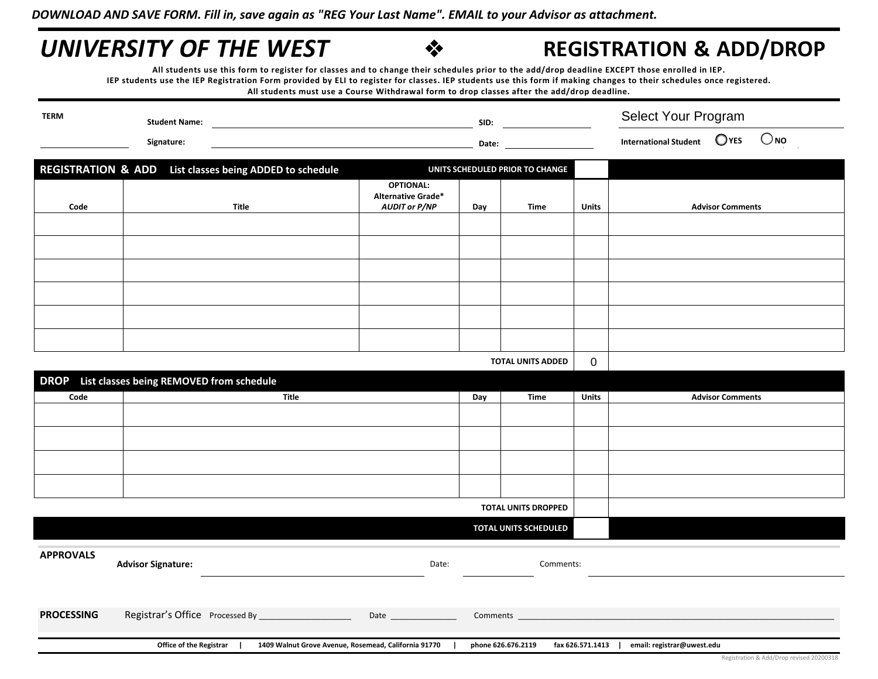*DOWNLOAD AND SAVE FORM. Fill in, save again as "REG Your Last Name". EMAIL to your Advisor as attachment.*

# *UNIVERSITY OF THE WEST* ❖ REGISTRATION & ADD/DROP

**All students use this form to register for classes and to change their schedules prior to the add/drop deadline EXCEPT those enrolled in IEP.**
**IEP students use the IEP Registration Form provided by ELI to register for classes. IEP students use this form if making changes to their schedules once registered.**
**All students must use a Course Withdrawal form to drop classes after the add/drop deadline.**

**TERM** ____________

**Student Name:** ______________________________ **SID:** ____________

**Signature:** ______________________________ **Date:** ____________

Select Your Program

**International Student** ◯ **YES** ◯ **NO**

## REGISTRATION & ADD — List classes being ADDED to schedule

**UNITS SCHEDULED PRIOR TO CHANGE** ____

| Code | Title | OPTIONAL: Alternative Grade* *AUDIT or P/NP* | Day | Time | Units | Advisor Comments |
|---|---|---|---|---|---|---|
| | | | | | | |
| | | | | | | |
| | | | | | | |
| | | | | | | |
| | | | | | | |
| | | | | | | |
| | | | | **TOTAL UNITS ADDED** | 0 | |

## DROP — List classes being REMOVED from schedule

| Code | Title | Day | Time | Units | Advisor Comments |
|---|---|---|---|---|---|
| | | | | | |
| | | | | | |
| | | | | | |
| | | | | | |
| | | | **TOTAL UNITS DROPPED** | | |
| | | | **TOTAL UNITS SCHEDULED** | | |

**APPROVALS**

**Advisor Signature:** ______________________________ Date: ____________ Comments: ______________________________

**PROCESSING** Registrar's Office Processed By ____________________ Date ______________ Comments ______________________________

**Office of the Registrar | 1409 Walnut Grove Avenue, Rosemead, California 91770 | phone 626.676.2119 fax 626.571.1413 | email: registrar@uwest.edu**

Registration & Add/Drop revised 20200318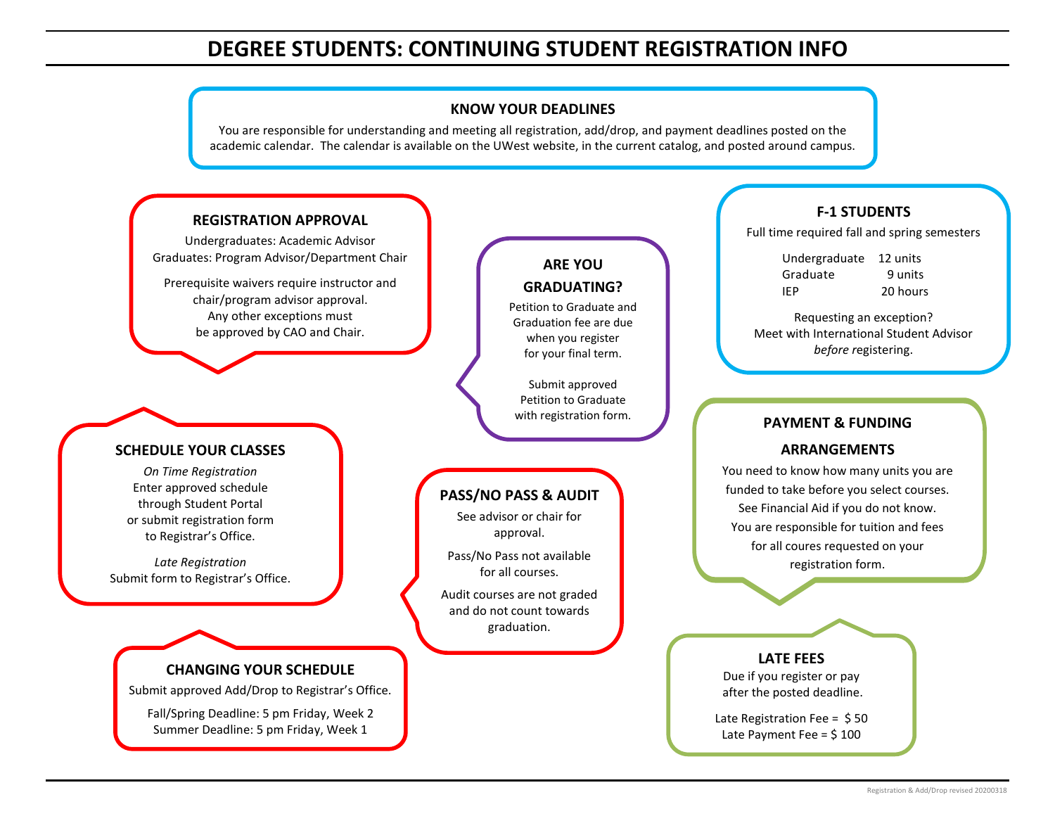# DEGREE STUDENTS: CONTINUING STUDENT REGISTRATION INFO

## KNOW YOUR DEADLINES

You are responsible for understanding and meeting all registration, add/drop, and payment deadlines posted on the academic calendar. The calendar is available on the UWest website, in the current catalog, and posted around campus.

## REGISTRATION APPROVAL

Undergraduates: Academic Advisor
Graduates: Program Advisor/Department Chair

Prerequisite waivers require instructor and chair/program advisor approval.
Any other exceptions must be approved by CAO and Chair.

## ARE YOU GRADUATING?

Petition to Graduate and Graduation fee are due when you register for your final term.

Submit approved Petition to Graduate with registration form.

## F-1 STUDENTS

Full time required fall and spring semesters

| | |
|---|---|
| Undergraduate | 12 units |
| Graduate | 9 units |
| IEP | 20 hours |

Requesting an exception?
Meet with International Student Advisor *before* registering.

## SCHEDULE YOUR CLASSES

*On Time Registration*
Enter approved schedule through Student Portal or submit registration form to Registrar's Office.

*Late Registration*
Submit form to Registrar's Office.

## PASS/NO PASS & AUDIT

See advisor or chair for approval.

Pass/No Pass not available for all courses.

Audit courses are not graded and do not count towards graduation.

## PAYMENT & FUNDING ARRANGEMENTS

You need to know how many units you are funded to take before you select courses. See Financial Aid if you do not know. You are responsible for tuition and fees for all coures requested on your registration form.

## CHANGING YOUR SCHEDULE

Submit approved Add/Drop to Registrar's Office.

Fall/Spring Deadline: 5 pm Friday, Week 2
Summer Deadline: 5 pm Friday, Week 1

## LATE FEES

Due if you register or pay after the posted deadline.

Late Registration Fee = $ 50
Late Payment Fee = $ 100

Registration & Add/Drop revised 20200318